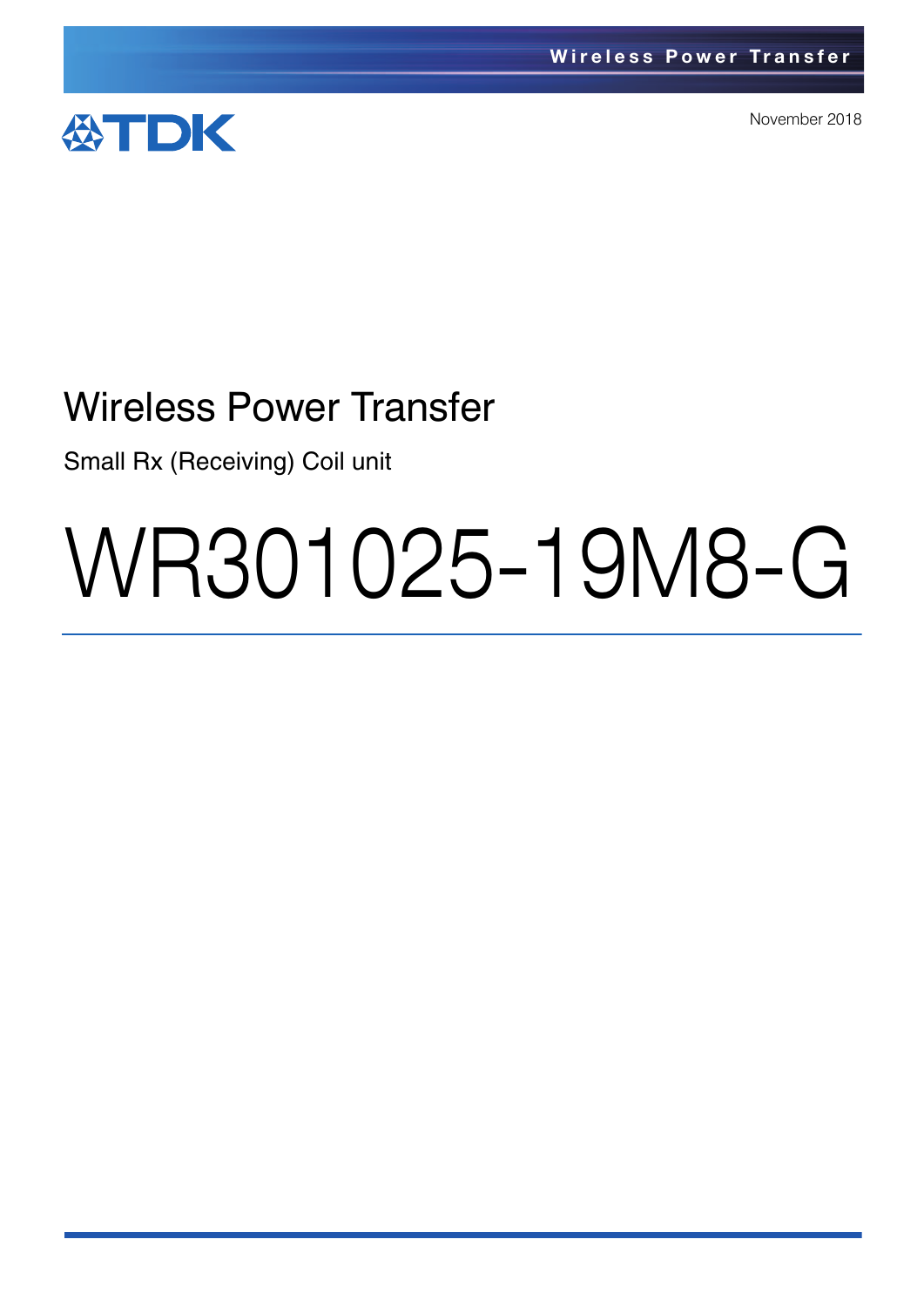TDK

November 2018

# Wireless Power Transfer

Small Rx (Receiving) Coil unit

# WR301025-19M8-G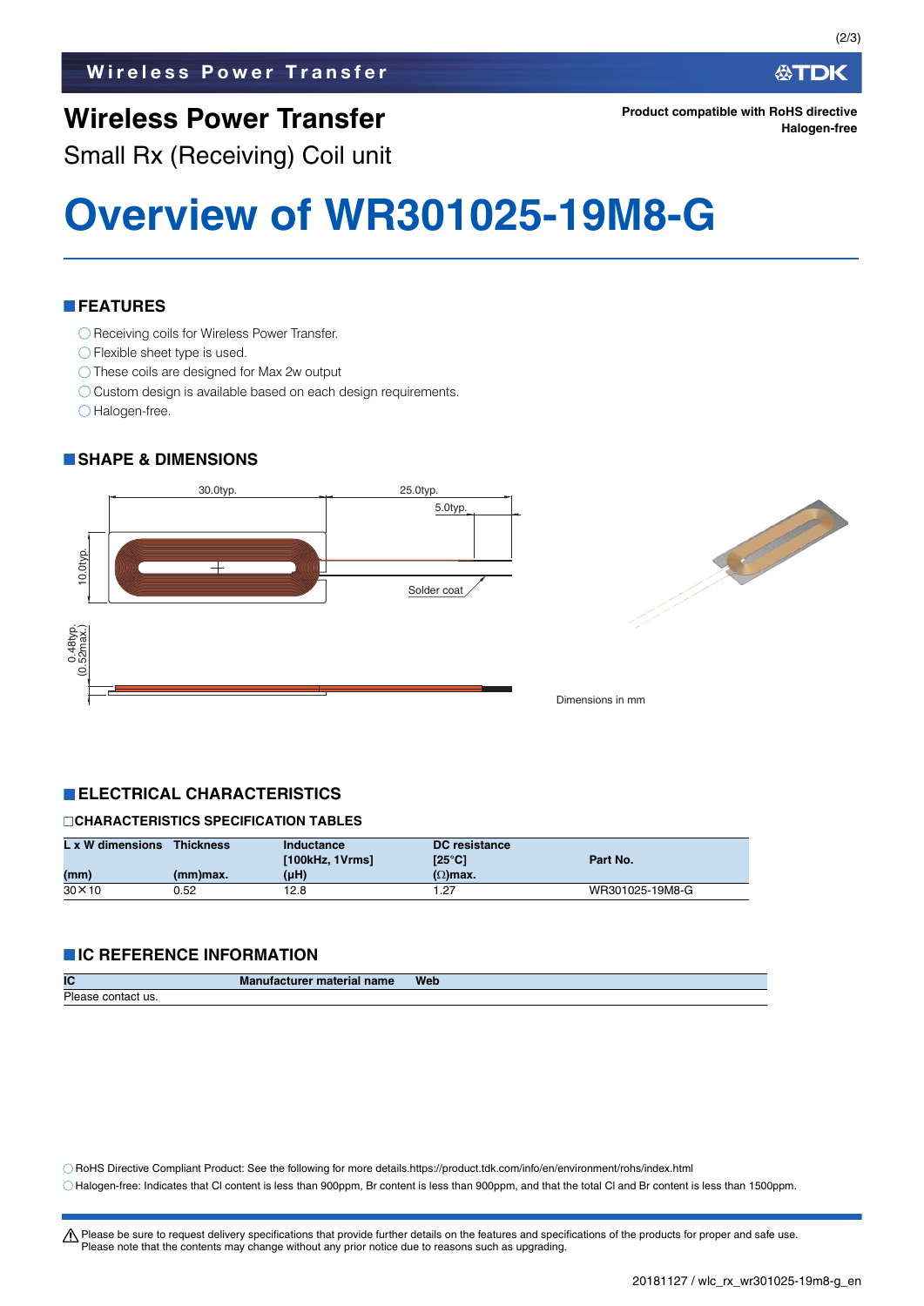# Wireless Power Transfer

Small Rx (Receiving) Coil unit

**Product compatible with RoHS directive**
**Halogen-free**

# Overview of WR301025-19M8-G

## FEATURES

- ◯ Receiving coils for Wireless Power Transfer.
- ◯ Flexible sheet type is used.
- ◯ These coils are designed for Max 2w output
- ◯ Custom design is available based on each design requirements.
- ◯ Halogen-free.

## SHAPE & DIMENSIONS

30.0typ.
25.0typ.
5.0typ.
10.0typ.
Solder coat
0.48typ. (0.52max.)

Dimensions in mm

## ELECTRICAL CHARACTERISTICS

### CHARACTERISTICS SPECIFICATION TABLES

| L x W dimensions (mm) | Thickness (mm)max. | Inductance [100kHz, 1Vrms] (μH) | DC resistance [25°C] (Ω)max. | Part No. |
|---|---|---|---|---|
| 30×10 | 0.52 | 12.8 | 1.27 | WR301025-19M8-G |

## IC REFERENCE INFORMATION

| IC | Manufacturer material name | Web |
|---|---|---|
| Please contact us. | | |

◯ RoHS Directive Compliant Product: See the following for more details.https://product.tdk.com/info/en/environment/rohs/index.html
◯ Halogen-free: Indicates that Cl content is less than 900ppm, Br content is less than 900ppm, and that the total Cl and Br content is less than 1500ppm.

⚠ Please be sure to request delivery specifications that provide further details on the features and specifications of the products for proper and safe use.
Please note that the contents may change without any prior notice due to reasons such as upgrading.

20181127 / wlc_rx_wr301025-19m8-g_en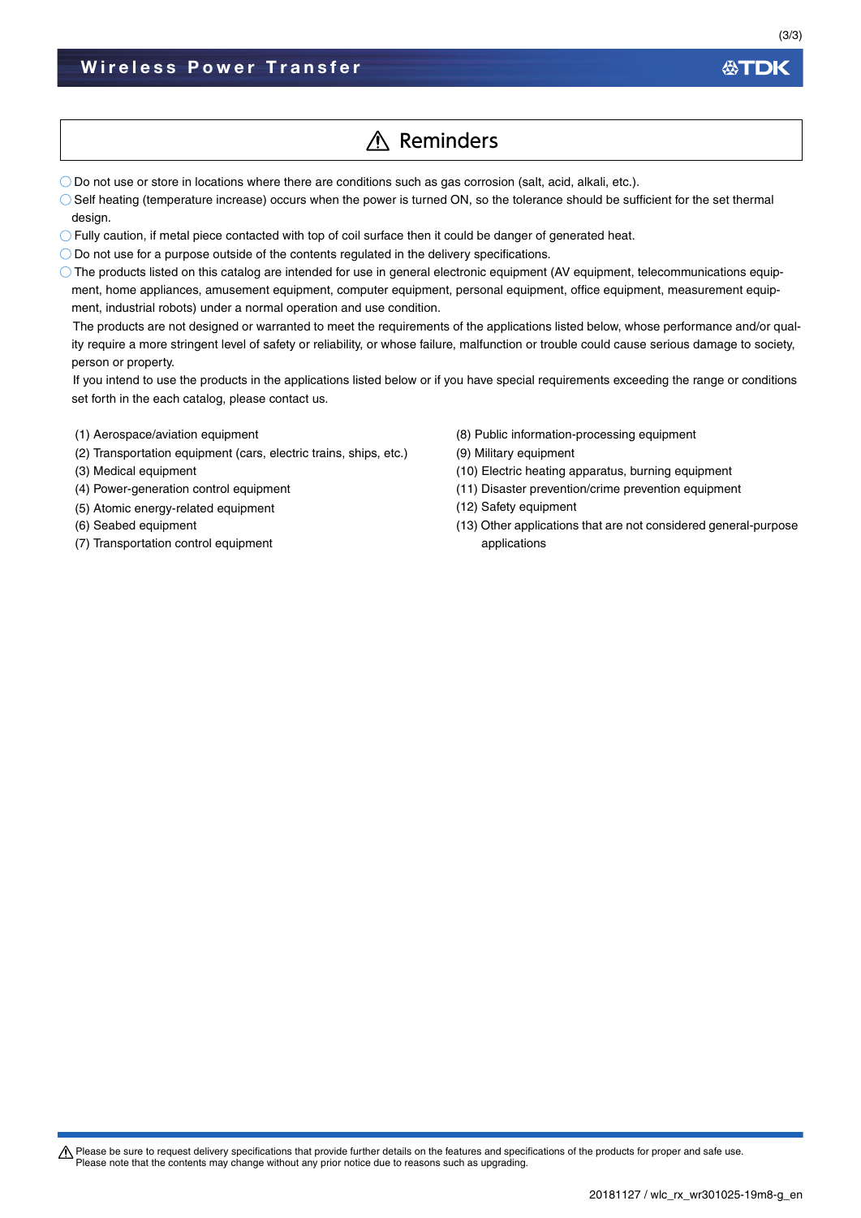# ⚠ Reminders

- ○ Do not use or store in locations where there are conditions such as gas corrosion (salt, acid, alkali, etc.).
- ○ Self heating (temperature increase) occurs when the power is turned ON, so the tolerance should be sufficient for the set thermal design.
- ○ Fully caution, if metal piece contacted with top of coil surface then it could be danger of generated heat.
- ○ Do not use for a purpose outside of the contents regulated in the delivery specifications.
- ○ The products listed on this catalog are intended for use in general electronic equipment (AV equipment, telecommunications equipment, home appliances, amusement equipment, computer equipment, personal equipment, office equipment, measurement equipment, industrial robots) under a normal operation and use condition.

  The products are not designed or warranted to meet the requirements of the applications listed below, whose performance and/or quality require a more stringent level of safety or reliability, or whose failure, malfunction or trouble could cause serious damage to society, person or property.

  If you intend to use the products in the applications listed below or if you have special requirements exceeding the range or conditions set forth in the each catalog, please contact us.

(1) Aerospace/aviation equipment
(2) Transportation equipment (cars, electric trains, ships, etc.)
(3) Medical equipment
(4) Power-generation control equipment
(5) Atomic energy-related equipment
(6) Seabed equipment
(7) Transportation control equipment
(8) Public information-processing equipment
(9) Military equipment
(10) Electric heating apparatus, burning equipment
(11) Disaster prevention/crime prevention equipment
(12) Safety equipment
(13) Other applications that are not considered general-purpose applications

⚠ Please be sure to request delivery specifications that provide further details on the features and specifications of the products for proper and safe use.
Please note that the contents may change without any prior notice due to reasons such as upgrading.

20181127 / wlc_rx_wr301025-19m8-g_en